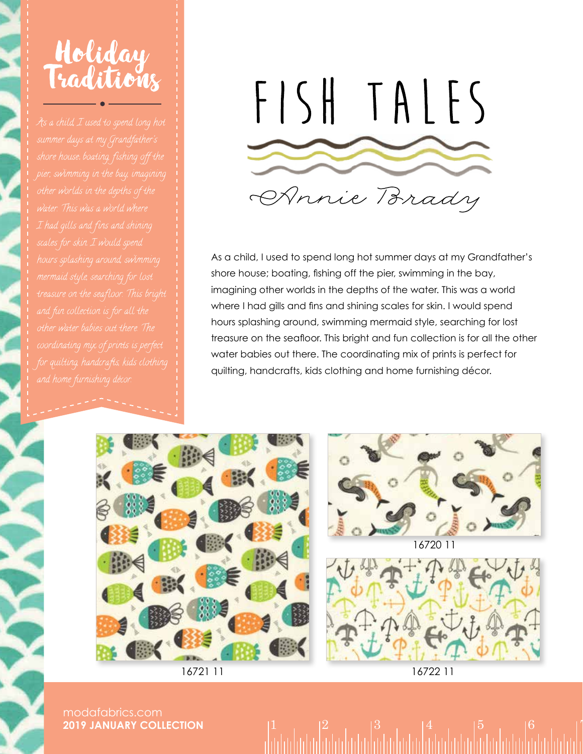# Holiday Traditions

As a child, I used to spend long hot summer days at my Grandfather's shore house; boating, fishing off the pier, swimming in the bay, imagining other worlds in the depths of the water. This was a world where I had gills and fins and shining scales for skin. I would spend hours splashing around, swimming mermaid style, searching for lost treasure on the seafloor. This bright and fun collection is for all the other water babies out there. The coordinating mix of prints is perfect for quilting, handcrafts, kids clothing and home furnishing décor.

# FISH TALES

*Annie Brady*

As a child, I used to spend long hot summer days at my Grandfather's shore house; boating, fishing off the pier, swimming in the bay, imagining other worlds in the depths of the water. This was a world where I had gills and fins and shining scales for skin. I would spend hours splashing around, swimming mermaid style, searching for lost treasure on the seafloor. This bright and fun collection is for all the other water babies out there. The coordinating mix of prints is perfect for quilting, handcrafts, kids clothing and home furnishing décor.

16720 11

16721 11

16722 11

modafabrics.com
**2019 JANUARY COLLECTION**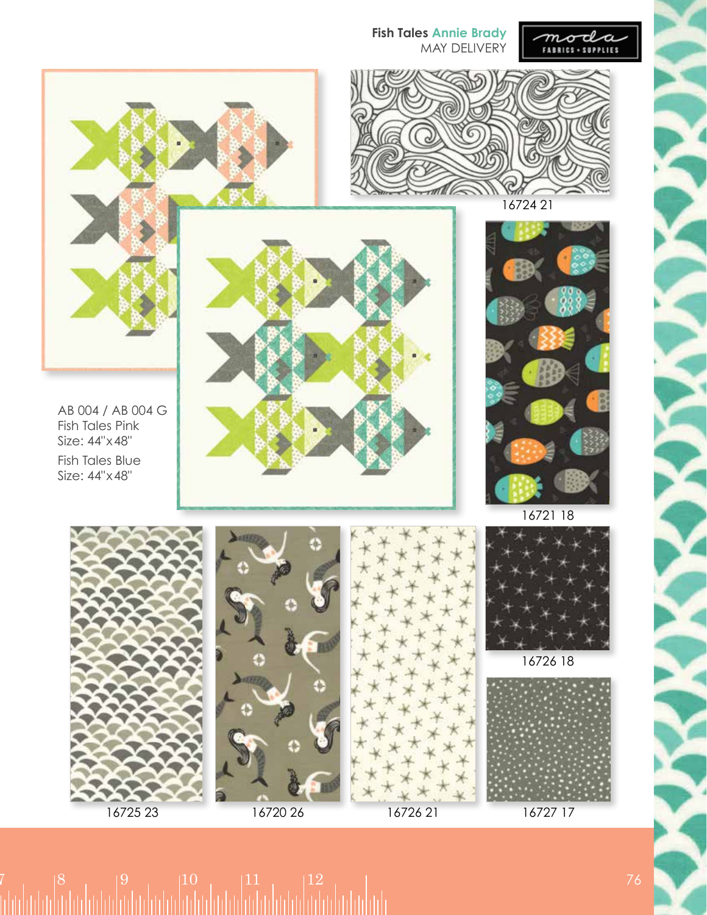**Fish Tales** Annie Brady
MAY DELIVERY

moda FABRICS + SUPPLIES

16724 21

16721 18

AB 004 / AB 004 G
Fish Tales Pink
Size: 44"x48"
Fish Tales Blue
Size: 44"x48"

16725 23

16720 26

16726 21

16726 18

16727 17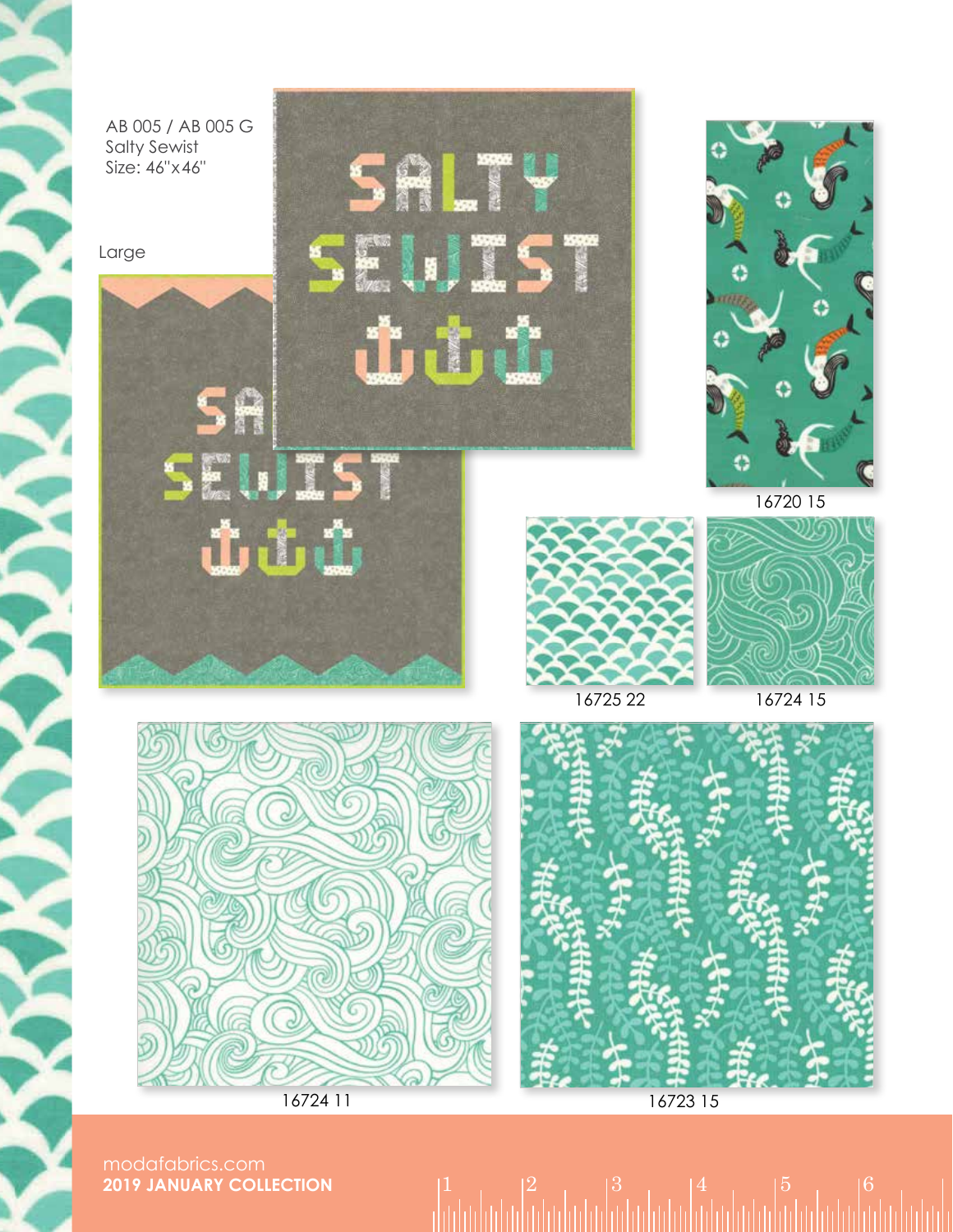AB 005 / AB 005 G
Salty Sewist
Size: 46"x46"

Large

16720 15

16725 22

16724 15

16724 11

16723 15

modafabrics.com
**2019 JANUARY COLLECTION**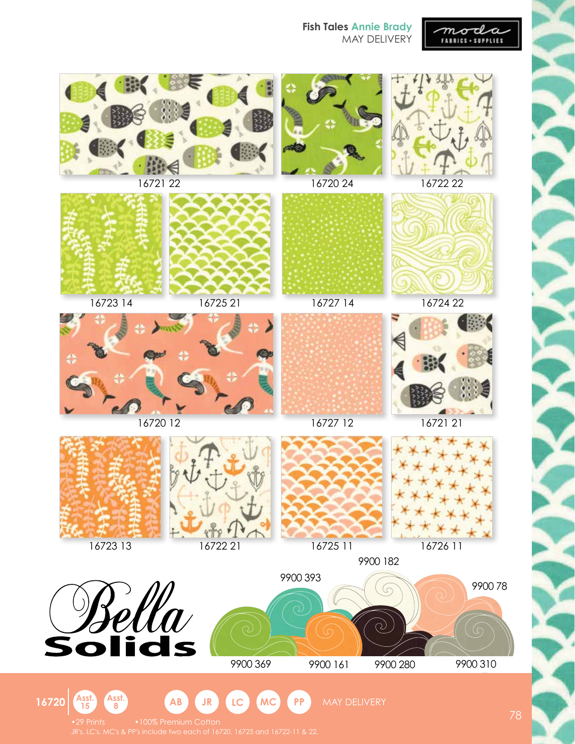**Fish Tales** Annie Brady
MAY DELIVERY

moda FABRICS • SUPPLIES

16721 22

16720 24

16722 22

16723 14

16725 21

16727 14

16724 22

16720 12

16727 12

16721 21

16723 13

16722 21

16725 11

16726 11

## Bella Solids

9900 182

9900 393

9900 78

9900 369

9900 161

9900 280

9900 310

**16720** Asst. 15 Asst. 8 AB JR LC MC PP MAY DELIVERY

•29 Prints •100% Premium Cotton

JR's, LC's, MC's & PP's include two each of 16720, 16725 and 16722-11 & 22.